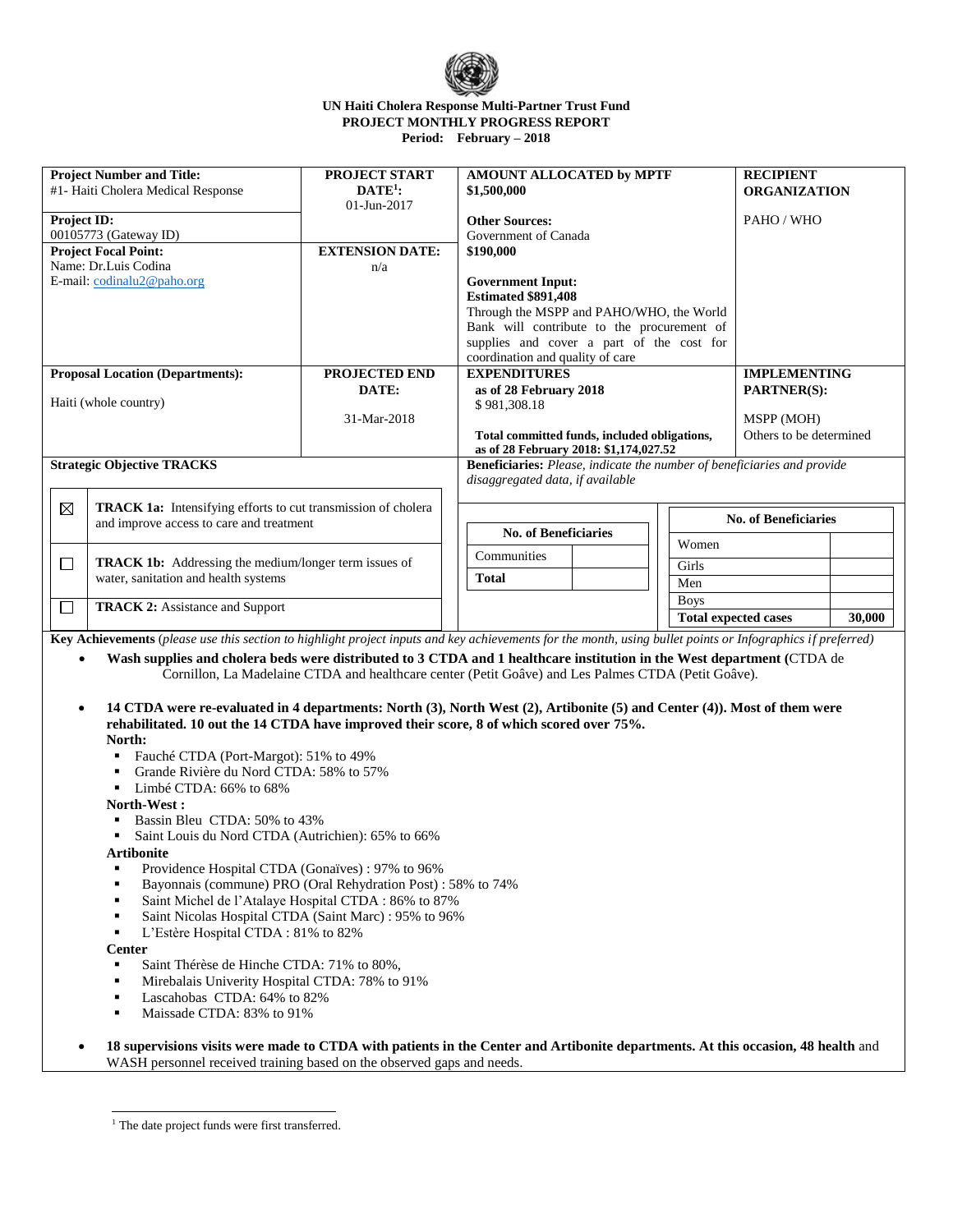**UN Haiti Cholera Response Multi-Partner Trust Fund**
**PROJECT MONTHLY PROGRESS REPORT**
**Period: February – 2018**

| **Project Number and Title:** #1- Haiti Cholera Medical Response | **PROJECT START DATE[1]:** 01-Jun-2017 | **AMOUNT ALLOCATED by MPTF** **$1,500,000** | **RECIPIENT ORGANIZATION** |
|---|---|---|---|
| **Project ID:** 00105773 (Gateway ID) | | **Other Sources:** Government of Canada | PAHO / WHO |
| **Project Focal Point:** Name: Dr.Luis Codina E-mail: codinalu2@paho.org | **EXTENSION DATE:** n/a | **$190,000** **Government Input: Estimated $891,408** Through the MSPP and PAHO/WHO, the World Bank will contribute to the procurement of supplies and cover a part of the cost for coordination and quality of care | |
| **Proposal Location (Departments):** Haiti (whole country) | **PROJECTED END DATE:** 31-Mar-2018 | **EXPENDITURES as of 28 February 2018** $ 981,308.18 **Total committed funds, included obligations, as of 28 February 2018: $1,174,027.52** | **IMPLEMENTING PARTNER(S):** MSPP (MOH) Others to be determined |

**Strategic Objective TRACKS**

| | |
|---|---|
| ☒ | **TRACK 1a:** Intensifying efforts to cut transmission of cholera and improve access to care and treatment |
| ☐ | **TRACK 1b:** Addressing the medium/longer term issues of water, sanitation and health systems |
| ☐ | **TRACK 2:** Assistance and Support |

**Beneficiaries:** *Please, indicate the number of beneficiaries and provide disaggregated data, if available*

| **No. of Beneficiaries** | |
|---|---|
| Communities | |
| **Total** | |

| **No. of Beneficiaries** | |
|---|---|
| Women | |
| Girls | |
| Men | |
| Boys | |
| **Total expected cases** | **30,000** |

**Key Achievements** (*please use this section to highlight project inputs and key achievements for the month, using bullet points or Infographics if preferred*)

- **Wash supplies and cholera beds were distributed to 3 CTDA and 1 healthcare institution in the West department (**CTDA de Cornillon, La Madelaine CTDA and healthcare center (Petit Goâve) and Les Palmes CTDA (Petit Goâve).

- **14 CTDA were re-evaluated in 4 departments: North (3), North West (2), Artibonite (5) and Center (4)). Most of them were rehabilitated. 10 out the 14 CTDA have improved their score, 8 of which scored over 75%.**
  **North:**
  - Fauché CTDA (Port-Margot): 51% to 49%
  - Grande Rivière du Nord CTDA: 58% to 57%
  - Limbé CTDA: 66% to 68%

  **North-West :**
  - Bassin Bleu CTDA: 50% to 43%
  - Saint Louis du Nord CTDA (Autrichien): 65% to 66%

  **Artibonite**
  - Providence Hospital CTDA (Gonaïves) : 97% to 96%
  - Bayonnais (commune) PRO (Oral Rehydration Post) : 58% to 74%
  - Saint Michel de l'Atalaye Hospital CTDA : 86% to 87%
  - Saint Nicolas Hospital CTDA (Saint Marc) : 95% to 96%
  - L'Estère Hospital CTDA : 81% to 82%

  **Center**
  - Saint Thérèse de Hinche CTDA: 71% to 80%,
  - Mirebalais Univerity Hospital CTDA: 78% to 91%
  - Lascahobas CTDA: 64% to 82%
  - Maissade CTDA: 83% to 91%

- **18 supervisions visits were made to CTDA with patients in the Center and Artibonite departments. At this occasion, 48 health** and WASH personnel received training based on the observed gaps and needs.

[1] The date project funds were first transferred.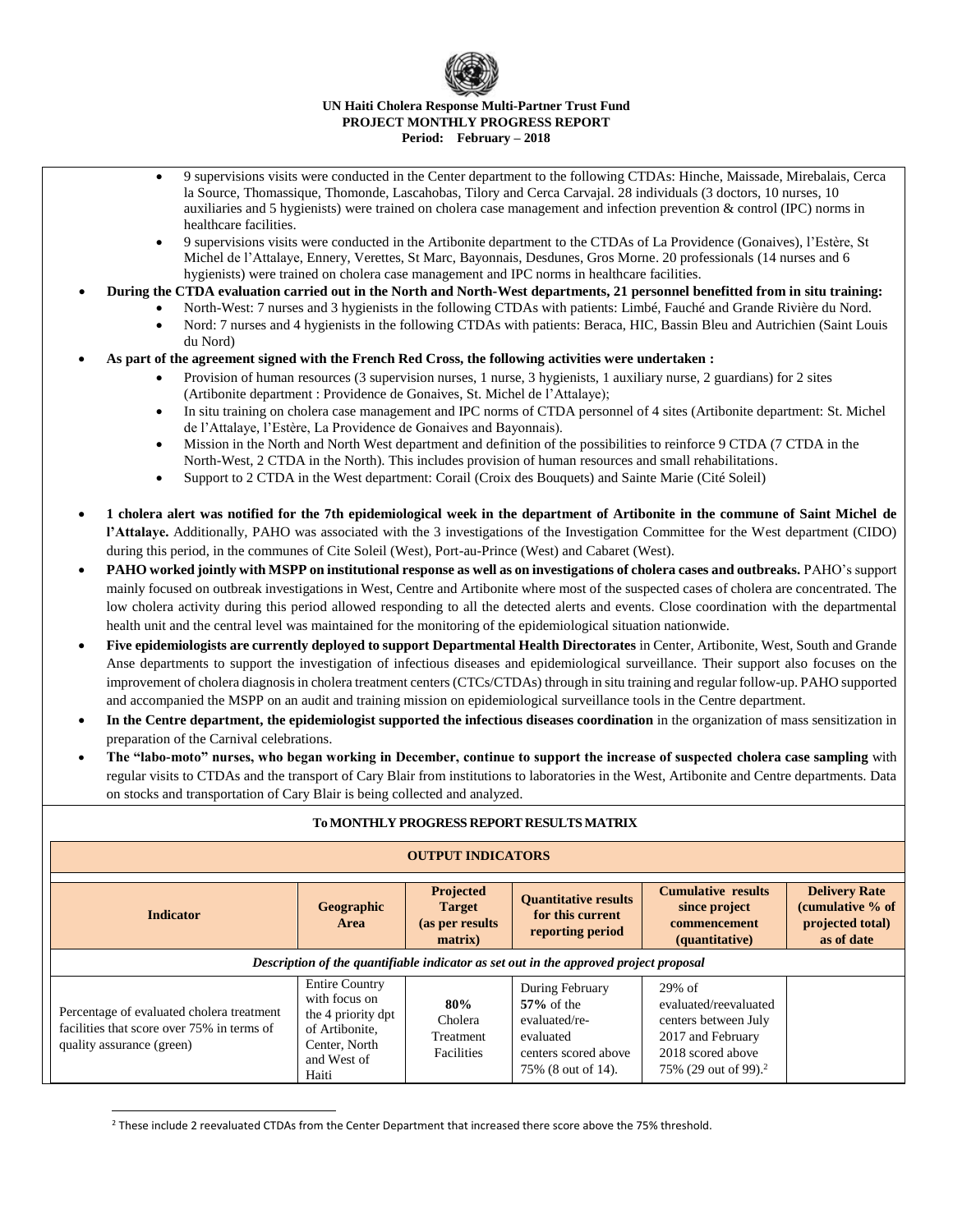- 9 supervisions visits were conducted in the Center department to the following CTDAs: Hinche, Maissade, Mirebalais, Cerca la Source, Thomassique, Thomonde, Lascahobas, Tilory and Cerca Carvajal. 28 individuals (3 doctors, 10 nurses, 10 auxiliaries and 5 hygienists) were trained on cholera case management and infection prevention & control (IPC) norms in healthcare facilities.
- 9 supervisions visits were conducted in the Artibonite department to the CTDAs of La Providence (Gonaives), l'Estère, St Michel de l'Attalaye, Ennery, Verettes, St Marc, Bayonnais, Desdunes, Gros Morne. 20 professionals (14 nurses and 6 hygienists) were trained on cholera case management and IPC norms in healthcare facilities.

- **During the CTDA evaluation carried out in the North and North-West departments, 21 personnel benefitted from in situ training:**
  - North-West: 7 nurses and 3 hygienists in the following CTDAs with patients: Limbé, Fauché and Grande Rivière du Nord.
  - Nord: 7 nurses and 4 hygienists in the following CTDAs with patients: Beraca, HIC, Bassin Bleu and Autrichien (Saint Louis du Nord)
- **As part of the agreement signed with the French Red Cross, the following activities were undertaken :**
  - Provision of human resources (3 supervision nurses, 1 nurse, 3 hygienists, 1 auxiliary nurse, 2 guardians) for 2 sites (Artibonite department : Providence de Gonaives, St. Michel de l'Attalaye);
  - In situ training on cholera case management and IPC norms of CTDA personnel of 4 sites (Artibonite department: St. Michel de l'Attalaye, l'Estère, La Providence de Gonaives and Bayonnais).
  - Mission in the North and North West department and definition of the possibilities to reinforce 9 CTDA (7 CTDA in the North-West, 2 CTDA in the North). This includes provision of human resources and small rehabilitations.
  - Support to 2 CTDA in the West department: Corail (Croix des Bouquets) and Sainte Marie (Cité Soleil)

- **1 cholera alert was notified for the 7th epidemiological week in the department of Artibonite in the commune of Saint Michel de l'Attalaye.** Additionally, PAHO was associated with the 3 investigations of the Investigation Committee for the West department (CIDO) during this period, in the communes of Cite Soleil (West), Port-au-Prince (West) and Cabaret (West).
- **PAHO worked jointly with MSPP on institutional response as well as on investigations of cholera cases and outbreaks.** PAHO's support mainly focused on outbreak investigations in West, Centre and Artibonite where most of the suspected cases of cholera are concentrated. The low cholera activity during this period allowed responding to all the detected alerts and events. Close coordination with the departmental health unit and the central level was maintained for the monitoring of the epidemiological situation nationwide.
- **Five epidemiologists are currently deployed to support Departmental Health Directorates** in Center, Artibonite, West, South and Grande Anse departments to support the investigation of infectious diseases and epidemiological surveillance. Their support also focuses on the improvement of cholera diagnosis in cholera treatment centers (CTCs/CTDAs) through in situ training and regular follow-up. PAHO supported and accompanied the MSPP on an audit and training mission on epidemiological surveillance tools in the Centre department.
- **In the Centre department, the epidemiologist supported the infectious diseases coordination** in the organization of mass sensitization in preparation of the Carnival celebrations.
- **The "labo-moto" nurses, who began working in December, continue to support the increase of suspected cholera case sampling** with regular visits to CTDAs and the transport of Cary Blair from institutions to laboratories in the West, Artibonite and Centre departments. Data on stocks and transportation of Cary Blair is being collected and analyzed.

**To MONTHLY PROGRESS REPORT RESULTS MATRIX**

| **OUTPUT INDICATORS** | | | | | |
|---|---|---|---|---|---|
| **Indicator** | **Geographic Area** | **Projected Target (as per results matrix)** | **Quantitative results for this current reporting period** | **Cumulative results since project commencement (quantitative)** | **Delivery Rate (cumulative % of projected total) as of date** |
| ***Description of the quantifiable indicator as set out in the approved project proposal*** | | | | | |
| Percentage of evaluated cholera treatment facilities that score over 75% in terms of quality assurance (green) | Entire Country with focus on the 4 priority dpt of Artibonite, Center, North and West of Haiti | **80%** Cholera Treatment Facilities | During February **57%** of the evaluated/re-evaluated centers scored above 75% (8 out of 14). | 29% of evaluated/reevaluated centers between July 2017 and February 2018 scored above 75% (29 out of 99).[2] | |

[2] These include 2 reevaluated CTDAs from the Center Department that increased there score above the 75% threshold.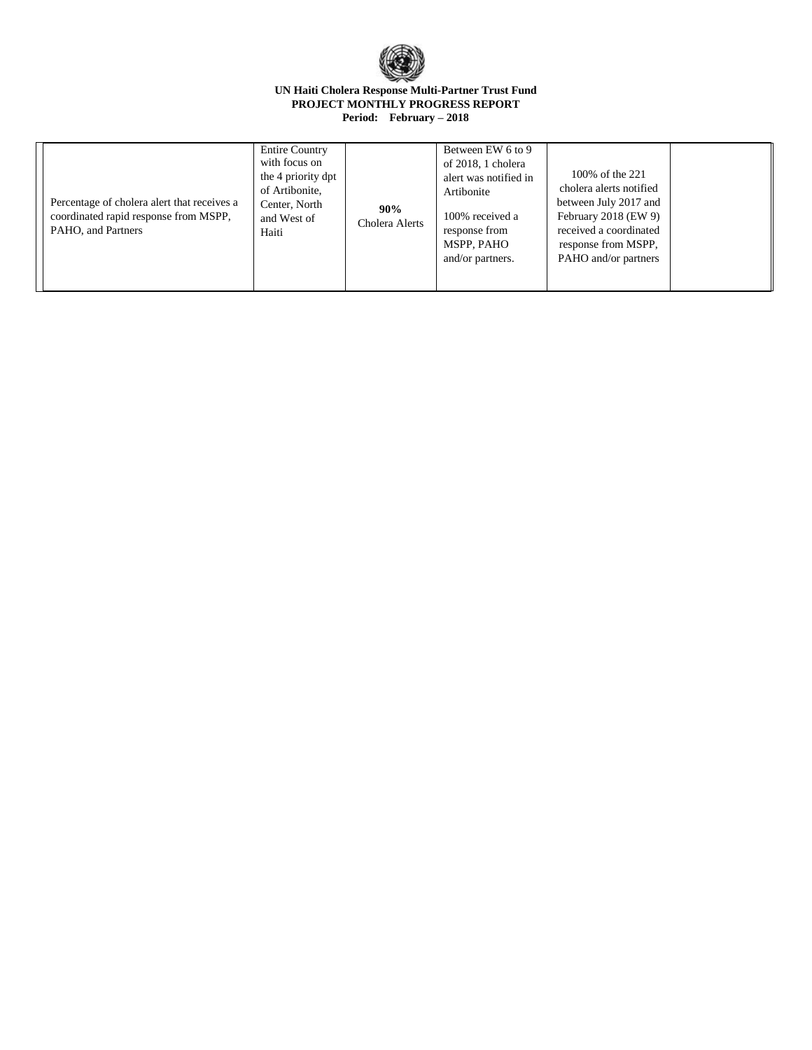**UN Haiti Cholera Response Multi-Partner Trust Fund**
**PROJECT MONTHLY PROGRESS REPORT**
**Period: February – 2018**

| | | | | | |
|---|---|---|---|---|---|
| Percentage of cholera alert that receives a coordinated rapid response from MSPP, PAHO, and Partners | Entire Country with focus on the 4 priority dpt of Artibonite, Center, North and West of Haiti | **90%** Cholera Alerts | Between EW 6 to 9 of 2018, 1 cholera alert was notified in Artibonite<br><br>100% received a response from MSPP, PAHO and/or partners. | 100% of the 221 cholera alerts notified between July 2017 and February 2018 (EW 9) received a coordinated response from MSPP, PAHO and/or partners | |